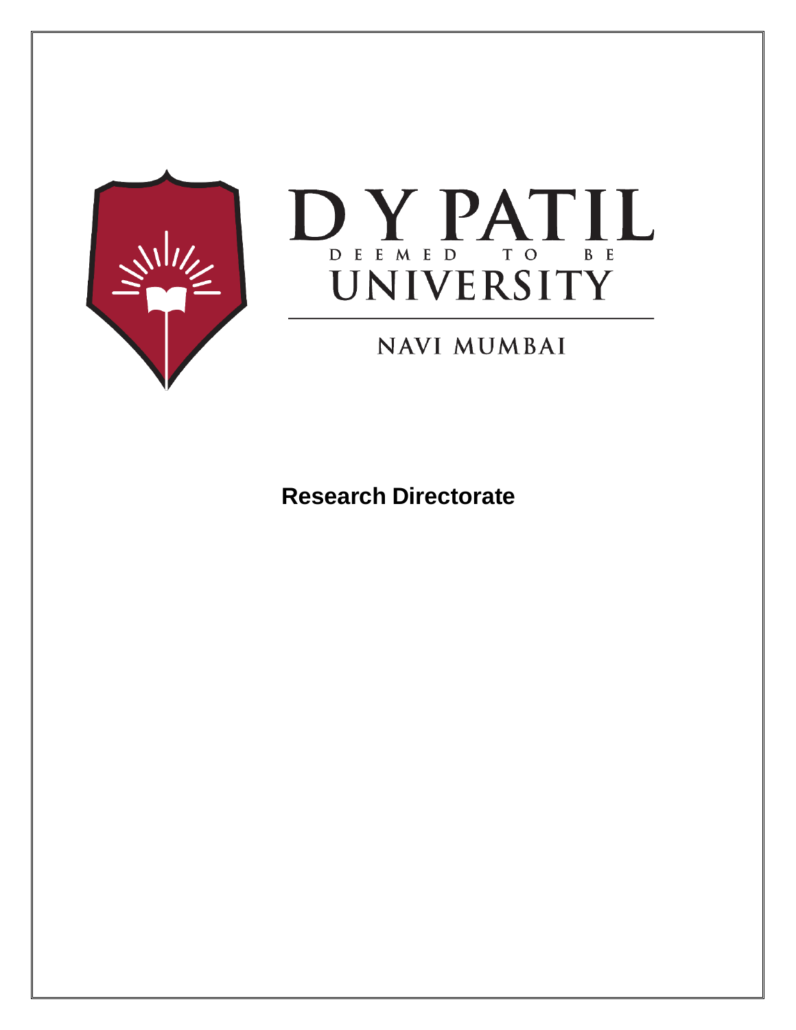# D Y PATIL

DEEMED TO BE

# UNIVERSITY

NAVI MUMBAI

## Research Directorate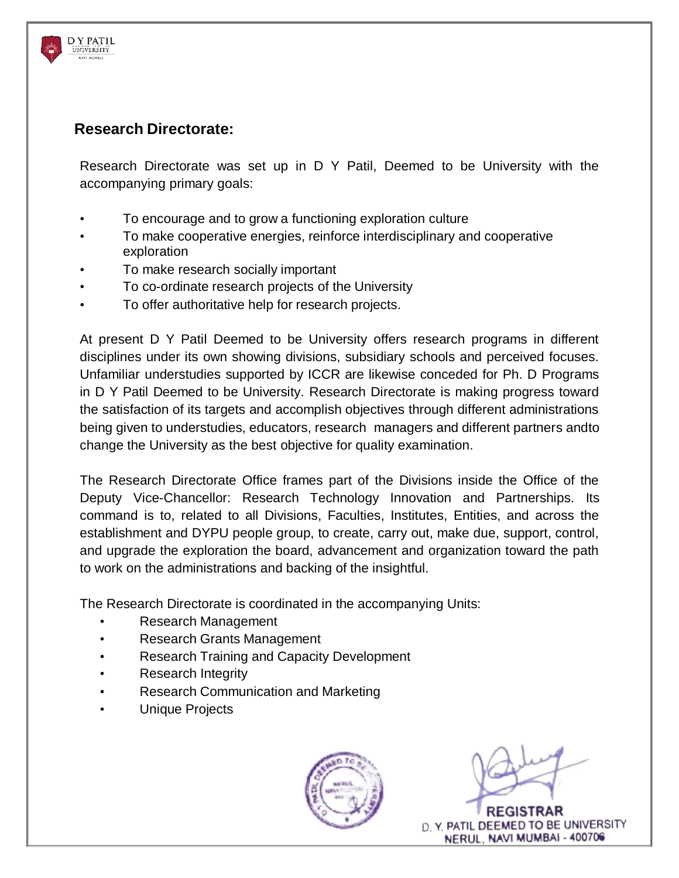## Research Directorate:

Research Directorate was set up in D Y Patil, Deemed to be University with the accompanying primary goals:

- To encourage and to grow a functioning exploration culture
- To make cooperative energies, reinforce interdisciplinary and cooperative exploration
- To make research socially important
- To co-ordinate research projects of the University
- To offer authoritative help for research projects.

At present D Y Patil Deemed to be University offers research programs in different disciplines under its own showing divisions, subsidiary schools and perceived focuses. Unfamiliar understudies supported by ICCR are likewise conceded for Ph. D Programs in D Y Patil Deemed to be University. Research Directorate is making progress toward the satisfaction of its targets and accomplish objectives through different administrations being given to understudies, educators, research managers and different partners andto change the University as the best objective for quality examination.

The Research Directorate Office frames part of the Divisions inside the Office of the Deputy Vice-Chancellor: Research Technology Innovation and Partnerships. Its command is to, related to all Divisions, Faculties, Institutes, Entities, and across the establishment and DYPU people group, to create, carry out, make due, support, control, and upgrade the exploration the board, advancement and organization toward the path to work on the administrations and backing of the insightful.

The Research Directorate is coordinated in the accompanying Units:

- Research Management
- Research Grants Management
- Research Training and Capacity Development
- Research Integrity
- Research Communication and Marketing
- Unique Projects

REGISTRAR
D. Y. PATIL DEEMED TO BE UNIVERSITY
NERUL, NAVI MUMBAI - 400706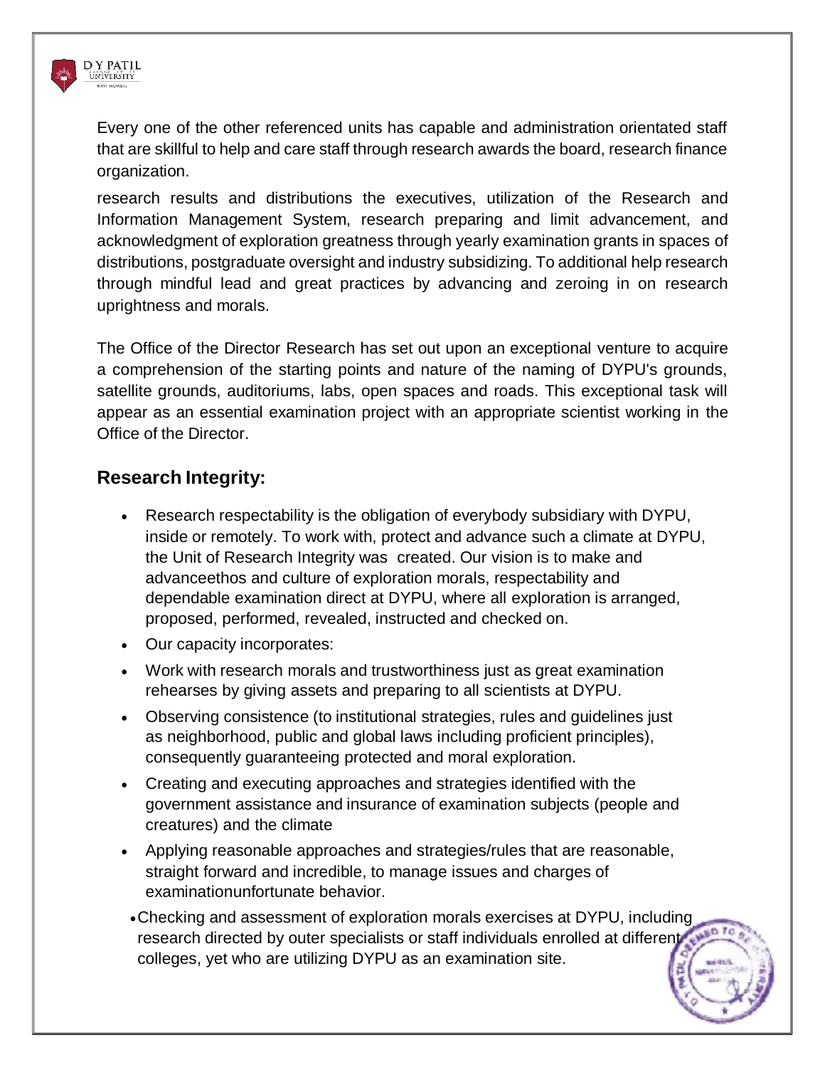Every one of the other referenced units has capable and administration orientated staff that are skillful to help and care staff through research awards the board, research finance organization.

research results and distributions the executives, utilization of the Research and Information Management System, research preparing and limit advancement, and acknowledgment of exploration greatness through yearly examination grants in spaces of distributions, postgraduate oversight and industry subsidizing. To additional help research through mindful lead and great practices by advancing and zeroing in on research uprightness and morals.

The Office of the Director Research has set out upon an exceptional venture to acquire a comprehension of the starting points and nature of the naming of DYPU's grounds, satellite grounds, auditoriums, labs, open spaces and roads. This exceptional task will appear as an essential examination project with an appropriate scientist working in the Office of the Director.

## Research Integrity:

- Research respectability is the obligation of everybody subsidiary with DYPU, inside or remotely. To work with, protect and advance such a climate at DYPU, the Unit of Research Integrity was created. Our vision is to make and advanceethos and culture of exploration morals, respectability and dependable examination direct at DYPU, where all exploration is arranged, proposed, performed, revealed, instructed and checked on.
- Our capacity incorporates:
- Work with research morals and trustworthiness just as great examination rehearses by giving assets and preparing to all scientists at DYPU.
- Observing consistence (to institutional strategies, rules and guidelines just as neighborhood, public and global laws including proficient principles), consequently guaranteeing protected and moral exploration.
- Creating and executing approaches and strategies identified with the government assistance and insurance of examination subjects (people and creatures) and the climate
- Applying reasonable approaches and strategies/rules that are reasonable, straight forward and incredible, to manage issues and charges of examinationunfortunate behavior.
- Checking and assessment of exploration morals exercises at DYPU, including research directed by outer specialists or staff individuals enrolled at different colleges, yet who are utilizing DYPU as an examination site.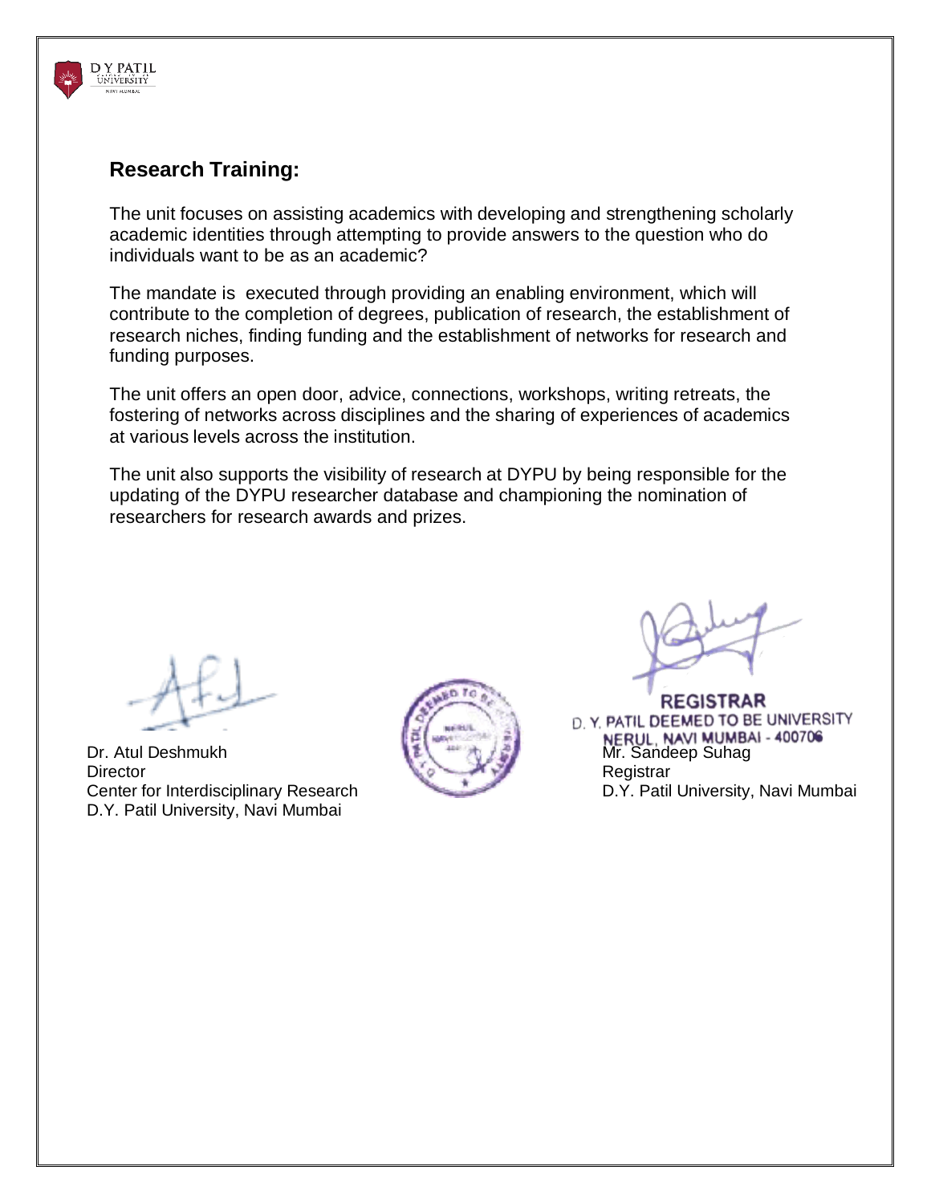## Research Training:

The unit focuses on assisting academics with developing and strengthening scholarly academic identities through attempting to provide answers to the question who do individuals want to be as an academic?

The mandate is executed through providing an enabling environment, which will contribute to the completion of degrees, publication of research, the establishment of research niches, finding funding and the establishment of networks for research and funding purposes.

The unit offers an open door, advice, connections, workshops, writing retreats, the fostering of networks across disciplines and the sharing of experiences of academics at various levels across the institution.

The unit also supports the visibility of research at DYPU by being responsible for the updating of the DYPU researcher database and championing the nomination of researchers for research awards and prizes.

Dr. Atul Deshmukh
Director
Center for Interdisciplinary Research
D.Y. Patil University, Navi Mumbai

REGISTRAR
D. Y. PATIL DEEMED TO BE UNIVERSITY
NERUL, NAVI MUMBAI - 400706

Mr. Sandeep Suhag
Registrar
D.Y. Patil University, Navi Mumbai